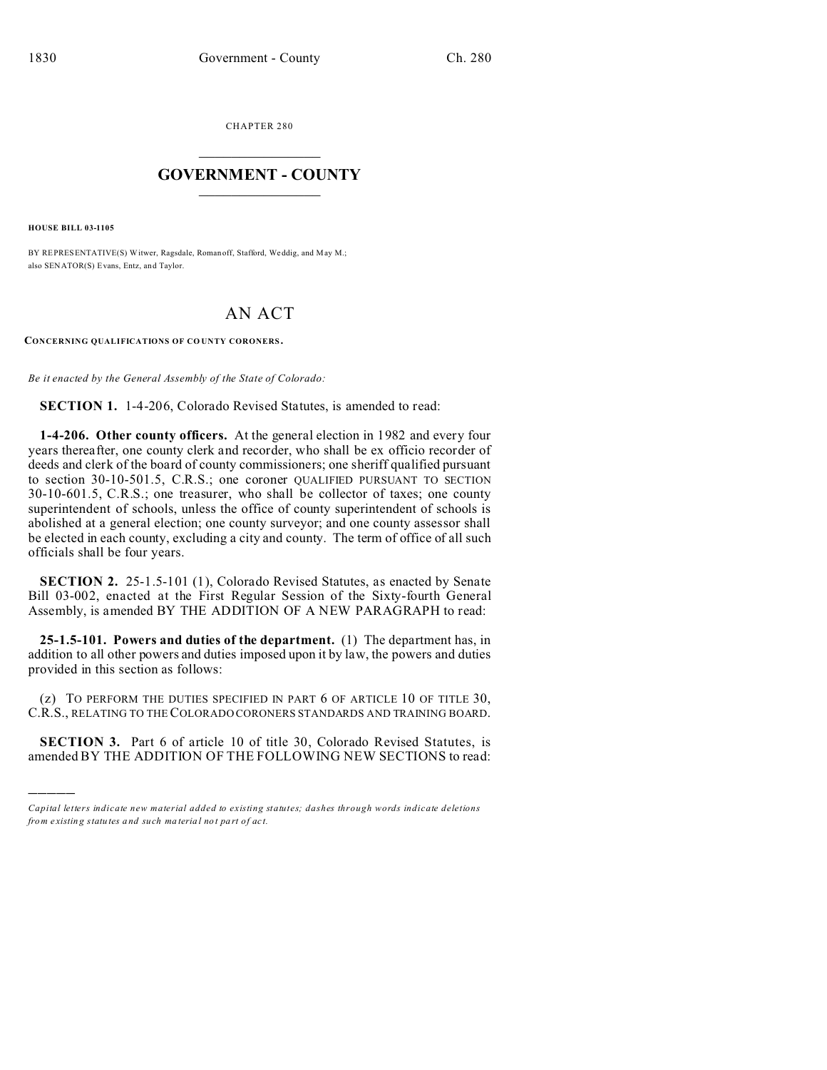CHAPTER 280

# GOVERNMENT - COUNTY

**HOUSE BILL 03-1105**

BY REPRESENTATIVE(S) Witwer, Ragsdale, Romanoff, Stafford, Weddig, and May M.; also SENATOR(S) Evans, Entz, and Taylor.

# AN ACT

**CONCERNING QUALIFICATIONS OF COUNTY CORONERS.**

*Be it enacted by the General Assembly of the State of Colorado:*

**SECTION 1.** 1-4-206, Colorado Revised Statutes, is amended to read:

**1-4-206. Other county officers.** At the general election in 1982 and every four years thereafter, one county clerk and recorder, who shall be ex officio recorder of deeds and clerk of the board of county commissioners; one sheriff qualified pursuant to section 30-10-501.5, C.R.S.; one coroner QUALIFIED PURSUANT TO SECTION 30-10-601.5, C.R.S.; one treasurer, who shall be collector of taxes; one county superintendent of schools, unless the office of county superintendent of schools is abolished at a general election; one county surveyor; and one county assessor shall be elected in each county, excluding a city and county. The term of office of all such officials shall be four years.

**SECTION 2.** 25-1.5-101 (1), Colorado Revised Statutes, as enacted by Senate Bill 03-002, enacted at the First Regular Session of the Sixty-fourth General Assembly, is amended BY THE ADDITION OF A NEW PARAGRAPH to read:

**25-1.5-101. Powers and duties of the department.** (1) The department has, in addition to all other powers and duties imposed upon it by law, the powers and duties provided in this section as follows:

(z) TO PERFORM THE DUTIES SPECIFIED IN PART 6 OF ARTICLE 10 OF TITLE 30, C.R.S., RELATING TO THE COLORADO CORONERS STANDARDS AND TRAINING BOARD.

**SECTION 3.** Part 6 of article 10 of title 30, Colorado Revised Statutes, is amended BY THE ADDITION OF THE FOLLOWING NEW SECTIONS to read:

*Capital letters indicate new material added to existing statutes; dashes through words indicate deletions from existing statutes and such material not part of act.*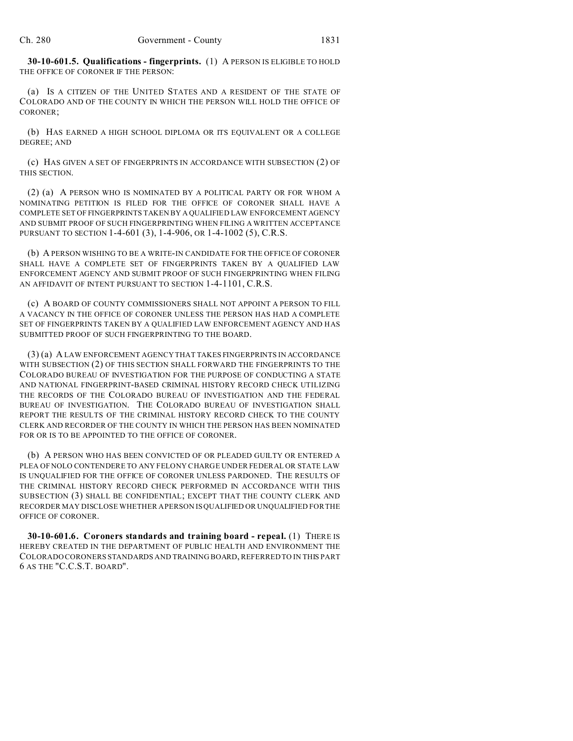**30-10-601.5. Qualifications - fingerprints.** (1) A PERSON IS ELIGIBLE TO HOLD THE OFFICE OF CORONER IF THE PERSON:

(a) IS A CITIZEN OF THE UNITED STATES AND A RESIDENT OF THE STATE OF COLORADO AND OF THE COUNTY IN WHICH THE PERSON WILL HOLD THE OFFICE OF CORONER;

(b) HAS EARNED A HIGH SCHOOL DIPLOMA OR ITS EQUIVALENT OR A COLLEGE DEGREE; AND

(c) HAS GIVEN A SET OF FINGERPRINTS IN ACCORDANCE WITH SUBSECTION (2) OF THIS SECTION.

(2) (a) A PERSON WHO IS NOMINATED BY A POLITICAL PARTY OR FOR WHOM A NOMINATING PETITION IS FILED FOR THE OFFICE OF CORONER SHALL HAVE A COMPLETE SET OF FINGERPRINTS TAKEN BY A QUALIFIED LAW ENFORCEMENT AGENCY AND SUBMIT PROOF OF SUCH FINGERPRINTING WHEN FILING A WRITTEN ACCEPTANCE PURSUANT TO SECTION 1-4-601 (3), 1-4-906, OR 1-4-1002 (5), C.R.S.

(b) A PERSON WISHING TO BE A WRITE-IN CANDIDATE FOR THE OFFICE OF CORONER SHALL HAVE A COMPLETE SET OF FINGERPRINTS TAKEN BY A QUALIFIED LAW ENFORCEMENT AGENCY AND SUBMIT PROOF OF SUCH FINGERPRINTING WHEN FILING AN AFFIDAVIT OF INTENT PURSUANT TO SECTION 1-4-1101, C.R.S.

(c) A BOARD OF COUNTY COMMISSIONERS SHALL NOT APPOINT A PERSON TO FILL A VACANCY IN THE OFFICE OF CORONER UNLESS THE PERSON HAS HAD A COMPLETE SET OF FINGERPRINTS TAKEN BY A QUALIFIED LAW ENFORCEMENT AGENCY AND HAS SUBMITTED PROOF OF SUCH FINGERPRINTING TO THE BOARD.

(3) (a) A LAW ENFORCEMENT AGENCY THAT TAKES FINGERPRINTS IN ACCORDANCE WITH SUBSECTION (2) OF THIS SECTION SHALL FORWARD THE FINGERPRINTS TO THE COLORADO BUREAU OF INVESTIGATION FOR THE PURPOSE OF CONDUCTING A STATE AND NATIONAL FINGERPRINT-BASED CRIMINAL HISTORY RECORD CHECK UTILIZING THE RECORDS OF THE COLORADO BUREAU OF INVESTIGATION AND THE FEDERAL BUREAU OF INVESTIGATION. THE COLORADO BUREAU OF INVESTIGATION SHALL REPORT THE RESULTS OF THE CRIMINAL HISTORY RECORD CHECK TO THE COUNTY CLERK AND RECORDER OF THE COUNTY IN WHICH THE PERSON HAS BEEN NOMINATED FOR OR IS TO BE APPOINTED TO THE OFFICE OF CORONER.

(b) A PERSON WHO HAS BEEN CONVICTED OF OR PLEADED GUILTY OR ENTERED A PLEA OF NOLO CONTENDERE TO ANY FELONY CHARGE UNDER FEDERAL OR STATE LAW IS UNQUALIFIED FOR THE OFFICE OF CORONER UNLESS PARDONED. THE RESULTS OF THE CRIMINAL HISTORY RECORD CHECK PERFORMED IN ACCORDANCE WITH THIS SUBSECTION (3) SHALL BE CONFIDENTIAL; EXCEPT THAT THE COUNTY CLERK AND RECORDER MAY DISCLOSE WHETHER A PERSON IS QUALIFIED OR UNQUALIFIED FOR THE OFFICE OF CORONER.

**30-10-601.6. Coroners standards and training board - repeal.** (1) THERE IS HEREBY CREATED IN THE DEPARTMENT OF PUBLIC HEALTH AND ENVIRONMENT THE COLORADO CORONERS STANDARDS AND TRAINING BOARD, REFERRED TO IN THIS PART 6 AS THE "C.C.S.T. BOARD".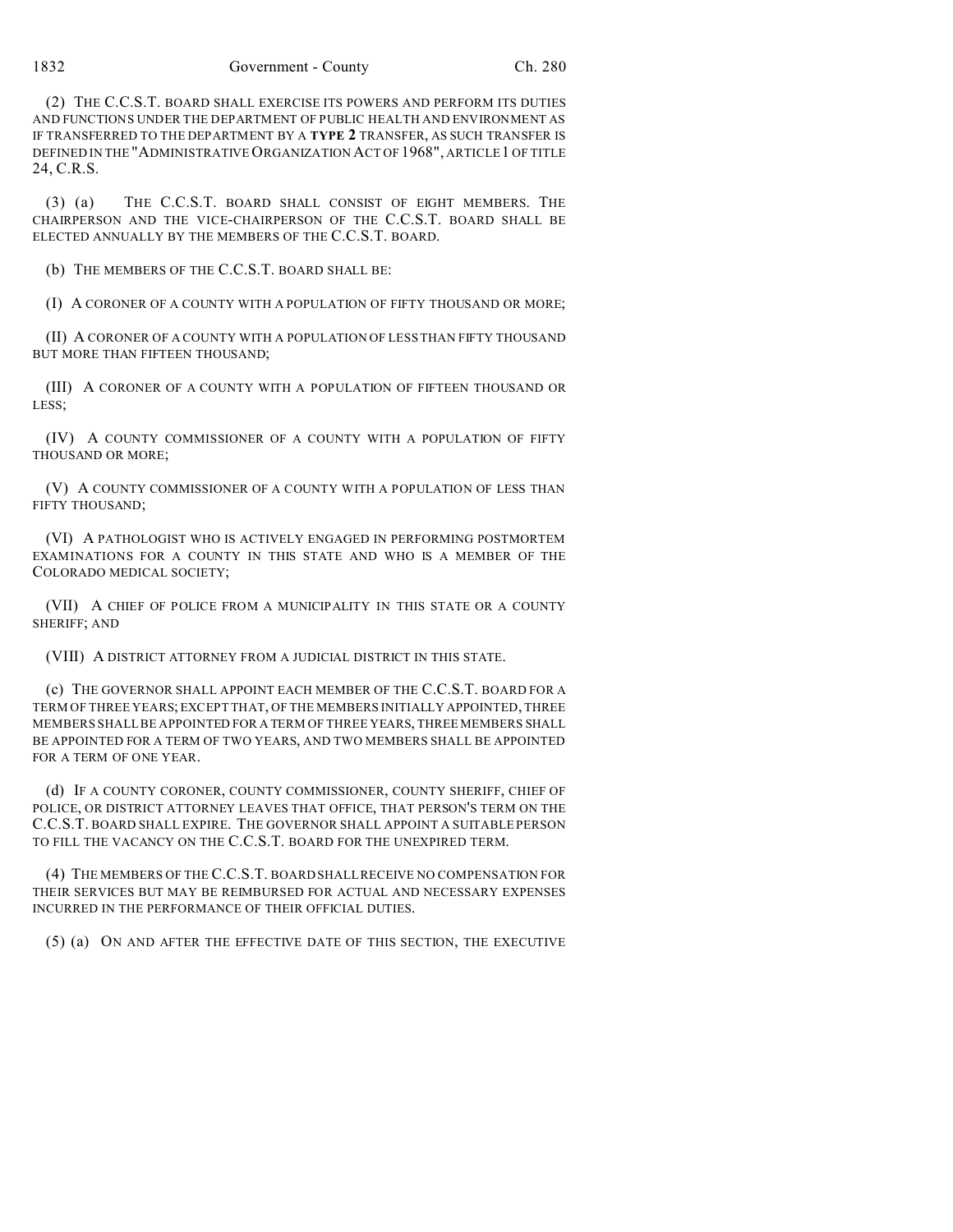(2) THE C.C.S.T. BOARD SHALL EXERCISE ITS POWERS AND PERFORM ITS DUTIES AND FUNCTIONS UNDER THE DEPARTMENT OF PUBLIC HEALTH AND ENVIRONMENT AS IF TRANSFERRED TO THE DEPARTMENT BY A **TYPE 2** TRANSFER, AS SUCH TRANSFER IS DEFINED IN THE "ADMINISTRATIVE ORGANIZATION ACT OF 1968", ARTICLE 1 OF TITLE 24, C.R.S.

(3) (a) THE C.C.S.T. BOARD SHALL CONSIST OF EIGHT MEMBERS. THE CHAIRPERSON AND THE VICE-CHAIRPERSON OF THE C.C.S.T. BOARD SHALL BE ELECTED ANNUALLY BY THE MEMBERS OF THE C.C.S.T. BOARD.

(b) THE MEMBERS OF THE C.C.S.T. BOARD SHALL BE:

(I) A CORONER OF A COUNTY WITH A POPULATION OF FIFTY THOUSAND OR MORE;

(II) A CORONER OF A COUNTY WITH A POPULATION OF LESS THAN FIFTY THOUSAND BUT MORE THAN FIFTEEN THOUSAND;

(III) A CORONER OF A COUNTY WITH A POPULATION OF FIFTEEN THOUSAND OR LESS;

(IV) A COUNTY COMMISSIONER OF A COUNTY WITH A POPULATION OF FIFTY THOUSAND OR MORE;

(V) A COUNTY COMMISSIONER OF A COUNTY WITH A POPULATION OF LESS THAN FIFTY THOUSAND;

(VI) A PATHOLOGIST WHO IS ACTIVELY ENGAGED IN PERFORMING POSTMORTEM EXAMINATIONS FOR A COUNTY IN THIS STATE AND WHO IS A MEMBER OF THE COLORADO MEDICAL SOCIETY;

(VII) A CHIEF OF POLICE FROM A MUNICIPALITY IN THIS STATE OR A COUNTY SHERIFF; AND

(VIII) A DISTRICT ATTORNEY FROM A JUDICIAL DISTRICT IN THIS STATE.

(c) THE GOVERNOR SHALL APPOINT EACH MEMBER OF THE C.C.S.T. BOARD FOR A TERM OF THREE YEARS; EXCEPT THAT, OF THE MEMBERS INITIALLY APPOINTED, THREE MEMBERS SHALL BE APPOINTED FOR A TERM OF THREE YEARS, THREE MEMBERS SHALL BE APPOINTED FOR A TERM OF TWO YEARS, AND TWO MEMBERS SHALL BE APPOINTED FOR A TERM OF ONE YEAR.

(d) IF A COUNTY CORONER, COUNTY COMMISSIONER, COUNTY SHERIFF, CHIEF OF POLICE, OR DISTRICT ATTORNEY LEAVES THAT OFFICE, THAT PERSON'S TERM ON THE C.C.S.T. BOARD SHALL EXPIRE. THE GOVERNOR SHALL APPOINT A SUITABLE PERSON TO FILL THE VACANCY ON THE C.C.S.T. BOARD FOR THE UNEXPIRED TERM.

(4) THE MEMBERS OF THE C.C.S.T. BOARD SHALL RECEIVE NO COMPENSATION FOR THEIR SERVICES BUT MAY BE REIMBURSED FOR ACTUAL AND NECESSARY EXPENSES INCURRED IN THE PERFORMANCE OF THEIR OFFICIAL DUTIES.

(5) (a) ON AND AFTER THE EFFECTIVE DATE OF THIS SECTION, THE EXECUTIVE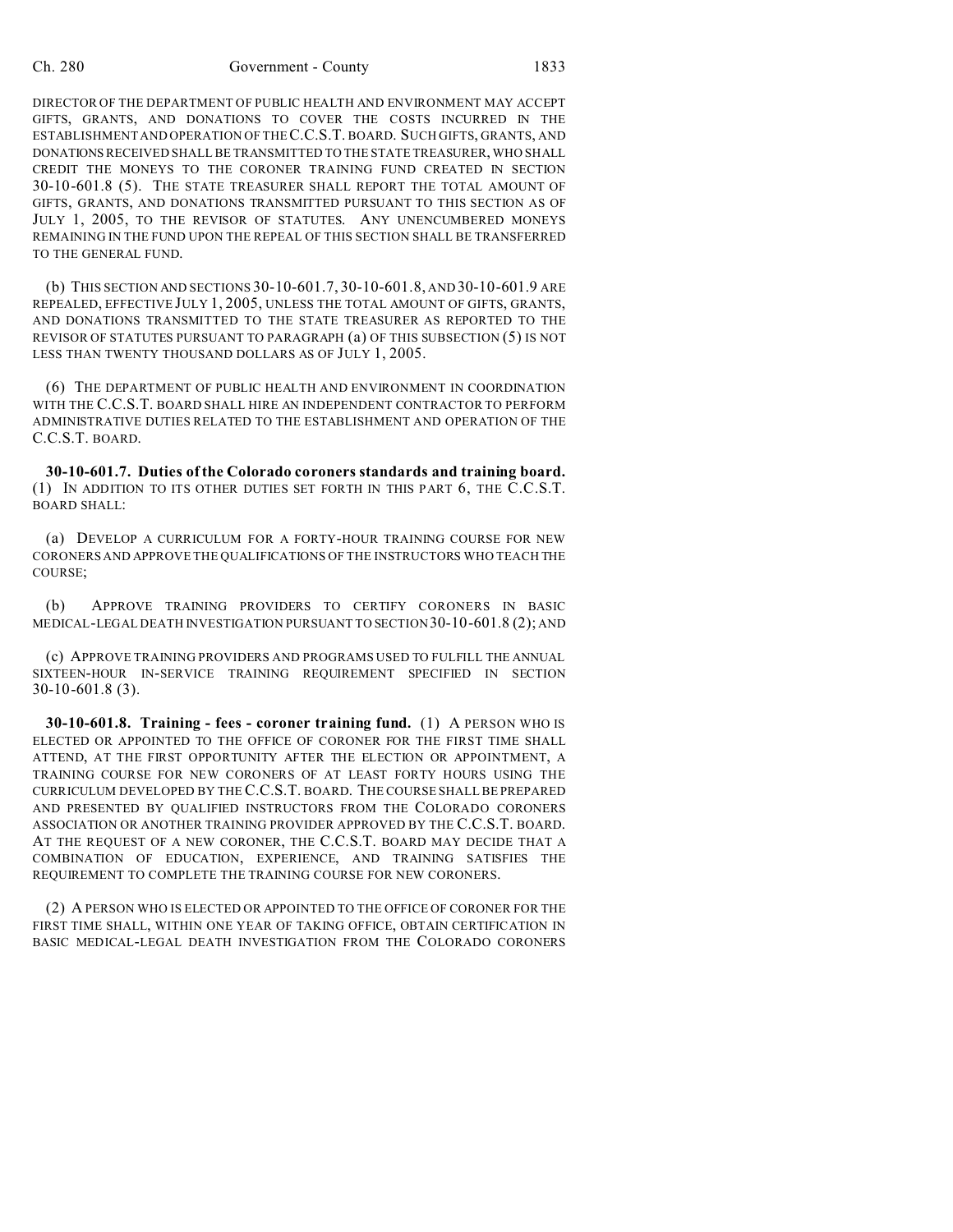DIRECTOR OF THE DEPARTMENT OF PUBLIC HEALTH AND ENVIRONMENT MAY ACCEPT GIFTS, GRANTS, AND DONATIONS TO COVER THE COSTS INCURRED IN THE ESTABLISHMENT AND OPERATION OF THE C.C.S.T. BOARD. SUCH GIFTS, GRANTS, AND DONATIONS RECEIVED SHALL BE TRANSMITTED TO THE STATE TREASURER, WHO SHALL CREDIT THE MONEYS TO THE CORONER TRAINING FUND CREATED IN SECTION 30-10-601.8 (5). THE STATE TREASURER SHALL REPORT THE TOTAL AMOUNT OF GIFTS, GRANTS, AND DONATIONS TRANSMITTED PURSUANT TO THIS SECTION AS OF JULY 1, 2005, TO THE REVISOR OF STATUTES. ANY UNENCUMBERED MONEYS REMAINING IN THE FUND UPON THE REPEAL OF THIS SECTION SHALL BE TRANSFERRED TO THE GENERAL FUND.

(b) THIS SECTION AND SECTIONS 30-10-601.7, 30-10-601.8, AND 30-10-601.9 ARE REPEALED, EFFECTIVE JULY 1, 2005, UNLESS THE TOTAL AMOUNT OF GIFTS, GRANTS, AND DONATIONS TRANSMITTED TO THE STATE TREASURER AS REPORTED TO THE REVISOR OF STATUTES PURSUANT TO PARAGRAPH (a) OF THIS SUBSECTION (5) IS NOT LESS THAN TWENTY THOUSAND DOLLARS AS OF JULY 1, 2005.

(6) THE DEPARTMENT OF PUBLIC HEALTH AND ENVIRONMENT IN COORDINATION WITH THE C.C.S.T. BOARD SHALL HIRE AN INDEPENDENT CONTRACTOR TO PERFORM ADMINISTRATIVE DUTIES RELATED TO THE ESTABLISHMENT AND OPERATION OF THE C.C.S.T. BOARD.

**30-10-601.7. Duties of the Colorado coroners standards and training board.** (1) IN ADDITION TO ITS OTHER DUTIES SET FORTH IN THIS PART 6, THE C.C.S.T. BOARD SHALL:

(a) DEVELOP A CURRICULUM FOR A FORTY-HOUR TRAINING COURSE FOR NEW CORONERS AND APPROVE THE QUALIFICATIONS OF THE INSTRUCTORS WHO TEACH THE COURSE;

(b) APPROVE TRAINING PROVIDERS TO CERTIFY CORONERS IN BASIC MEDICAL-LEGAL DEATH INVESTIGATION PURSUANT TO SECTION 30-10-601.8 (2); AND

(c) APPROVE TRAINING PROVIDERS AND PROGRAMS USED TO FULFILL THE ANNUAL SIXTEEN-HOUR IN-SERVICE TRAINING REQUIREMENT SPECIFIED IN SECTION 30-10-601.8 (3).

**30-10-601.8. Training - fees - coroner training fund.** (1) A PERSON WHO IS ELECTED OR APPOINTED TO THE OFFICE OF CORONER FOR THE FIRST TIME SHALL ATTEND, AT THE FIRST OPPORTUNITY AFTER THE ELECTION OR APPOINTMENT, A TRAINING COURSE FOR NEW CORONERS OF AT LEAST FORTY HOURS USING THE CURRICULUM DEVELOPED BY THE C.C.S.T. BOARD. THE COURSE SHALL BE PREPARED AND PRESENTED BY QUALIFIED INSTRUCTORS FROM THE COLORADO CORONERS ASSOCIATION OR ANOTHER TRAINING PROVIDER APPROVED BY THE C.C.S.T. BOARD. AT THE REQUEST OF A NEW CORONER, THE C.C.S.T. BOARD MAY DECIDE THAT A COMBINATION OF EDUCATION, EXPERIENCE, AND TRAINING SATISFIES THE REQUIREMENT TO COMPLETE THE TRAINING COURSE FOR NEW CORONERS.

(2) A PERSON WHO IS ELECTED OR APPOINTED TO THE OFFICE OF CORONER FOR THE FIRST TIME SHALL, WITHIN ONE YEAR OF TAKING OFFICE, OBTAIN CERTIFICATION IN BASIC MEDICAL-LEGAL DEATH INVESTIGATION FROM THE COLORADO CORONERS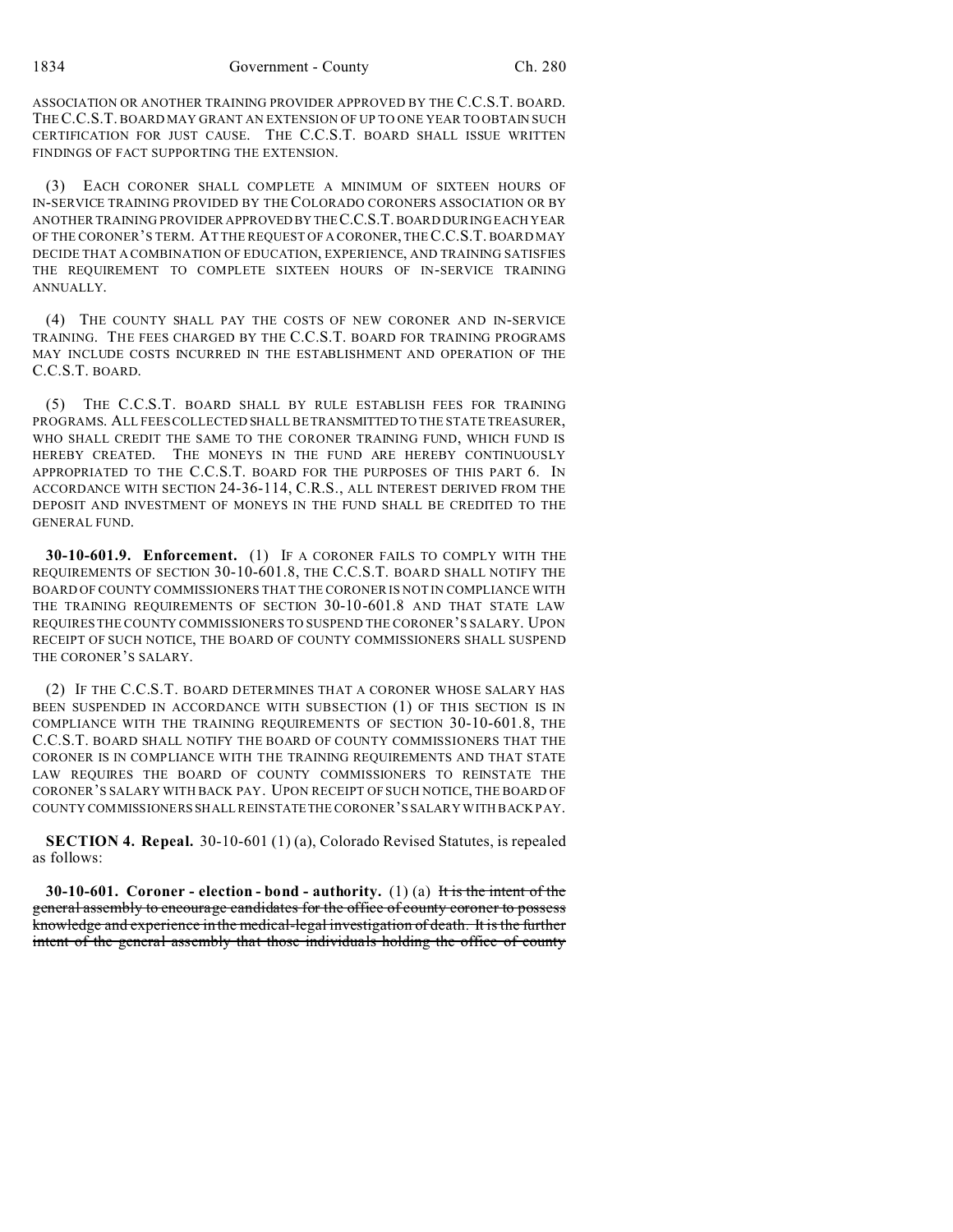ASSOCIATION OR ANOTHER TRAINING PROVIDER APPROVED BY THE C.C.S.T. BOARD. THE C.C.S.T. BOARD MAY GRANT AN EXTENSION OF UP TO ONE YEAR TO OBTAIN SUCH CERTIFICATION FOR JUST CAUSE. THE C.C.S.T. BOARD SHALL ISSUE WRITTEN FINDINGS OF FACT SUPPORTING THE EXTENSION.

(3) EACH CORONER SHALL COMPLETE A MINIMUM OF SIXTEEN HOURS OF IN-SERVICE TRAINING PROVIDED BY THE COLORADO CORONERS ASSOCIATION OR BY ANOTHER TRAINING PROVIDER APPROVED BY THE C.C.S.T. BOARD DURING EACH YEAR OF THE CORONER'S TERM. AT THE REQUEST OF A CORONER, THE C.C.S.T. BOARD MAY DECIDE THAT A COMBINATION OF EDUCATION, EXPERIENCE, AND TRAINING SATISFIES THE REQUIREMENT TO COMPLETE SIXTEEN HOURS OF IN-SERVICE TRAINING ANNUALLY.

(4) THE COUNTY SHALL PAY THE COSTS OF NEW CORONER AND IN-SERVICE TRAINING. THE FEES CHARGED BY THE C.C.S.T. BOARD FOR TRAINING PROGRAMS MAY INCLUDE COSTS INCURRED IN THE ESTABLISHMENT AND OPERATION OF THE C.C.S.T. BOARD.

(5) THE C.C.S.T. BOARD SHALL BY RULE ESTABLISH FEES FOR TRAINING PROGRAMS. ALL FEES COLLECTED SHALL BE TRANSMITTED TO THE STATE TREASURER, WHO SHALL CREDIT THE SAME TO THE CORONER TRAINING FUND, WHICH FUND IS HEREBY CREATED. THE MONEYS IN THE FUND ARE HEREBY CONTINUOUSLY APPROPRIATED TO THE C.C.S.T. BOARD FOR THE PURPOSES OF THIS PART 6. IN ACCORDANCE WITH SECTION 24-36-114, C.R.S., ALL INTEREST DERIVED FROM THE DEPOSIT AND INVESTMENT OF MONEYS IN THE FUND SHALL BE CREDITED TO THE GENERAL FUND.

**30-10-601.9. Enforcement.** (1) IF A CORONER FAILS TO COMPLY WITH THE REQUIREMENTS OF SECTION 30-10-601.8, THE C.C.S.T. BOARD SHALL NOTIFY THE BOARD OF COUNTY COMMISSIONERS THAT THE CORONER IS NOT IN COMPLIANCE WITH THE TRAINING REQUIREMENTS OF SECTION 30-10-601.8 AND THAT STATE LAW REQUIRES THE COUNTY COMMISSIONERS TO SUSPEND THE CORONER'S SALARY. UPON RECEIPT OF SUCH NOTICE, THE BOARD OF COUNTY COMMISSIONERS SHALL SUSPEND THE CORONER'S SALARY.

(2) IF THE C.C.S.T. BOARD DETERMINES THAT A CORONER WHOSE SALARY HAS BEEN SUSPENDED IN ACCORDANCE WITH SUBSECTION (1) OF THIS SECTION IS IN COMPLIANCE WITH THE TRAINING REQUIREMENTS OF SECTION 30-10-601.8, THE C.C.S.T. BOARD SHALL NOTIFY THE BOARD OF COUNTY COMMISSIONERS THAT THE CORONER IS IN COMPLIANCE WITH THE TRAINING REQUIREMENTS AND THAT STATE LAW REQUIRES THE BOARD OF COUNTY COMMISSIONERS TO REINSTATE THE CORONER'S SALARY WITH BACK PAY. UPON RECEIPT OF SUCH NOTICE, THE BOARD OF COUNTY COMMISSIONERS SHALL REINSTATE THE CORONER'S SALARY WITH BACK PAY.

**SECTION 4. Repeal.** 30-10-601 (1) (a), Colorado Revised Statutes, is repealed as follows:

**30-10-601. Coroner - election - bond - authority.** (1) (a) ~~It is the intent of the general assembly to encourage candidates for the office of county coroner to possess knowledge and experience in the medical-legal investigation of death. It is the further intent of the general assembly that those individuals holding the office of county~~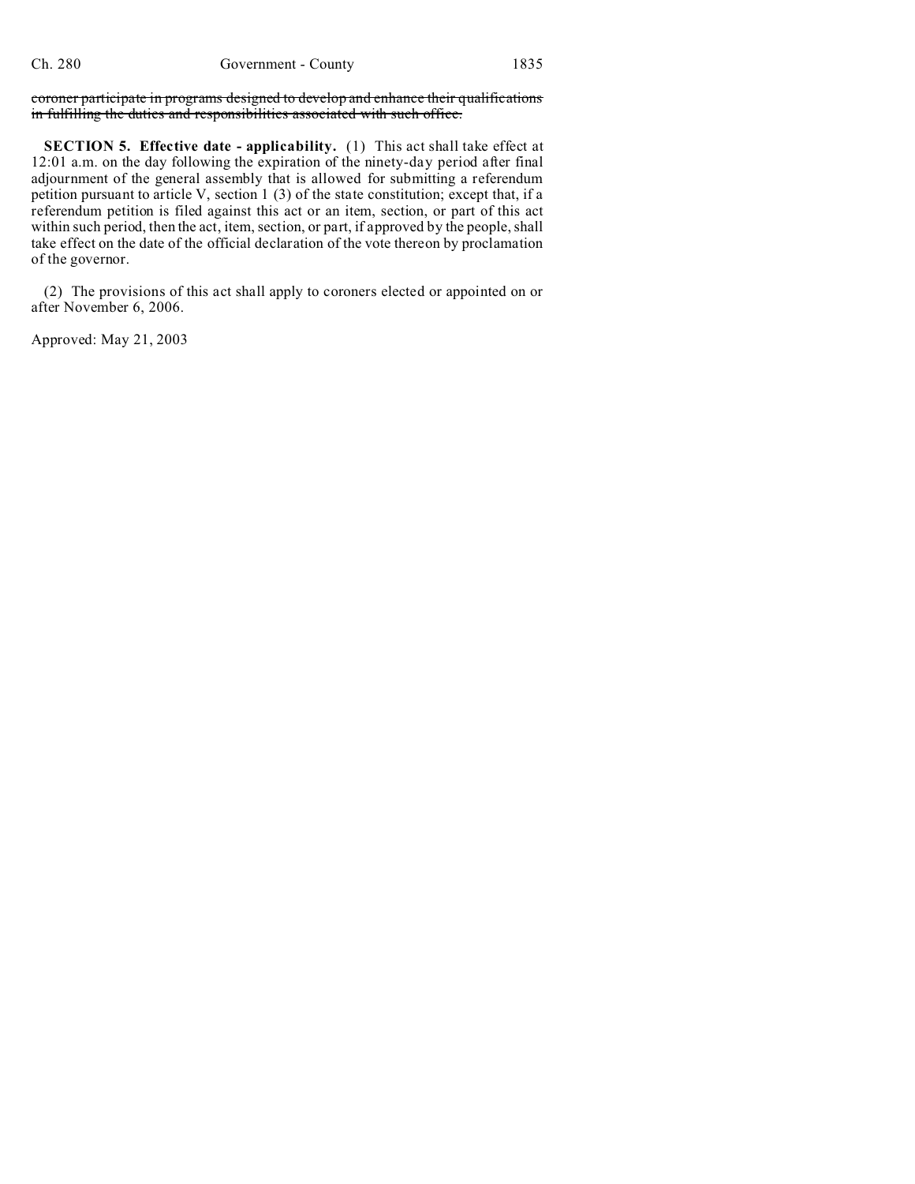~~coroner participate in programs designed to develop and enhance their qualifications in fulfilling the duties and responsibilities associated with such office.~~

**SECTION 5. Effective date - applicability.** (1) This act shall take effect at 12:01 a.m. on the day following the expiration of the ninety-day period after final adjournment of the general assembly that is allowed for submitting a referendum petition pursuant to article V, section 1 (3) of the state constitution; except that, if a referendum petition is filed against this act or an item, section, or part of this act within such period, then the act, item, section, or part, if approved by the people, shall take effect on the date of the official declaration of the vote thereon by proclamation of the governor.

(2) The provisions of this act shall apply to coroners elected or appointed on or after November 6, 2006.

Approved: May 21, 2003